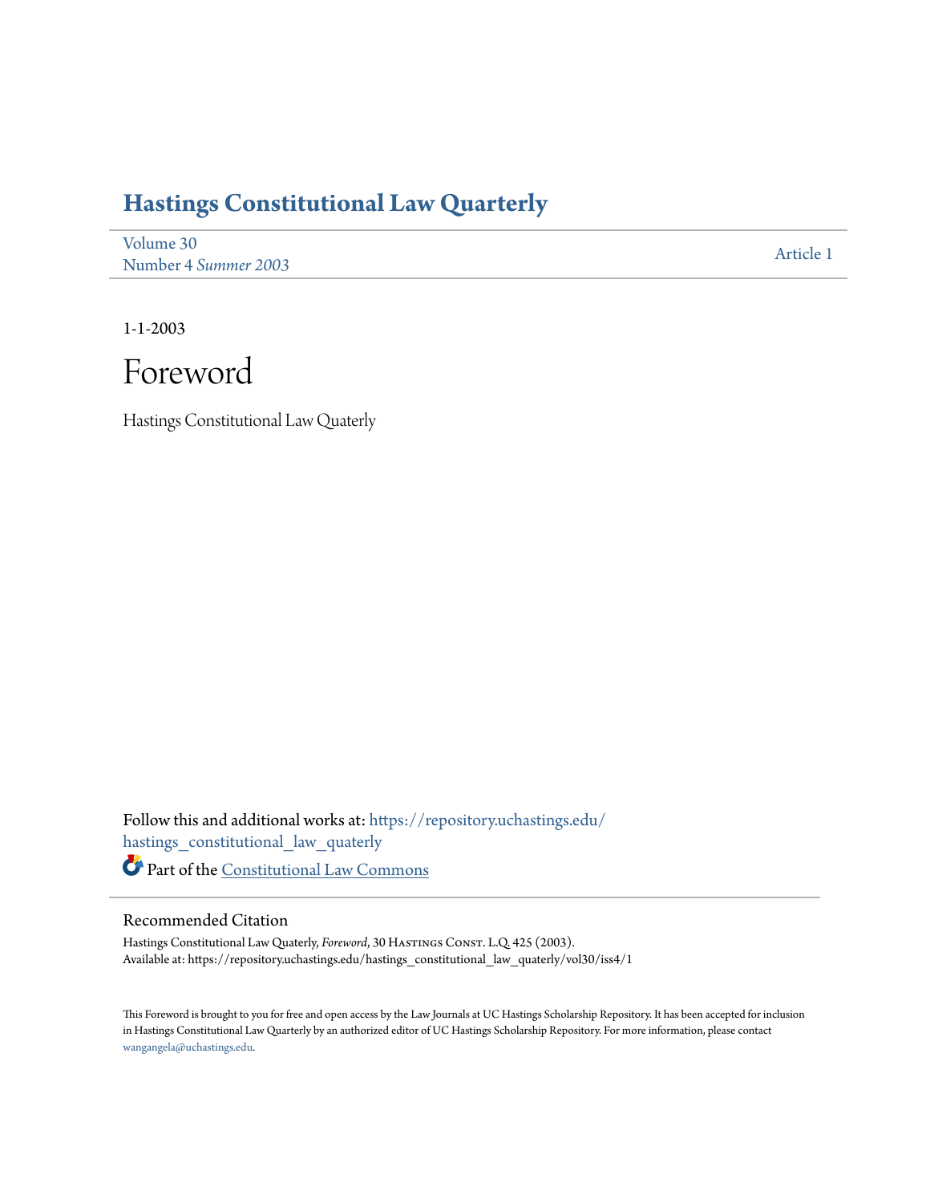# Hastings Constitutional Law Quarterly

Volume 30
Number 4 *Summer 2003*

Article 1

1-1-2003

# Foreword

Hastings Constitutional Law Quaterly

Follow this and additional works at: https://repository.uchastings.edu/hastings_constitutional_law_quaterly

Part of the Constitutional Law Commons

## Recommended Citation

Hastings Constitutional Law Quaterly, *Foreword*, 30 Hastings Const. L.Q. 425 (2003).
Available at: https://repository.uchastings.edu/hastings_constitutional_law_quaterly/vol30/iss4/1

This Foreword is brought to you for free and open access by the Law Journals at UC Hastings Scholarship Repository. It has been accepted for inclusion in Hastings Constitutional Law Quarterly by an authorized editor of UC Hastings Scholarship Repository. For more information, please contact wangangela@uchastings.edu.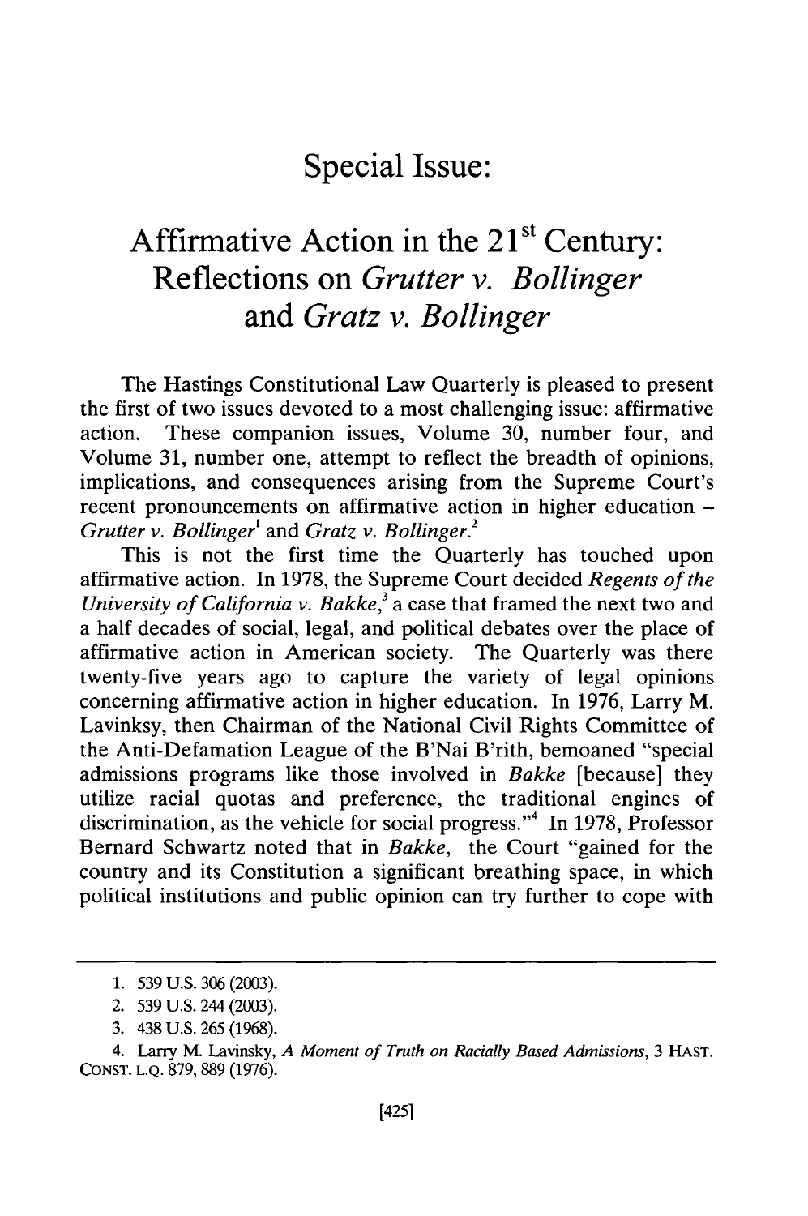# Special Issue:

# Affirmative Action in the 21st Century: Reflections on *Grutter v. Bollinger* and *Gratz v. Bollinger*

The Hastings Constitutional Law Quarterly is pleased to present the first of two issues devoted to a most challenging issue: affirmative action. These companion issues, Volume 30, number four, and Volume 31, number one, attempt to reflect the breadth of opinions, implications, and consequences arising from the Supreme Court's recent pronouncements on affirmative action in higher education – *Grutter v. Bollinger*[1] and *Gratz v. Bollinger*.[2]

This is not the first time the Quarterly has touched upon affirmative action. In 1978, the Supreme Court decided *Regents of the University of California v. Bakke*,[3] a case that framed the next two and a half decades of social, legal, and political debates over the place of affirmative action in American society. The Quarterly was there twenty-five years ago to capture the variety of legal opinions concerning affirmative action in higher education. In 1976, Larry M. Lavinksy, then Chairman of the National Civil Rights Committee of the Anti-Defamation League of the B'Nai B'rith, bemoaned "special admissions programs like those involved in *Bakke* [because] they utilize racial quotas and preference, the traditional engines of discrimination, as the vehicle for social progress."[4] In 1978, Professor Bernard Schwartz noted that in *Bakke*, the Court "gained for the country and its Constitution a significant breathing space, in which political institutions and public opinion can try further to cope with

---

1. 539 U.S. 306 (2003).

2. 539 U.S. 244 (2003).

3. 438 U.S. 265 (1968).

4. Larry M. Lavinsky, *A Moment of Truth on Racially Based Admissions*, 3 HAST. CONST. L.Q. 879, 889 (1976).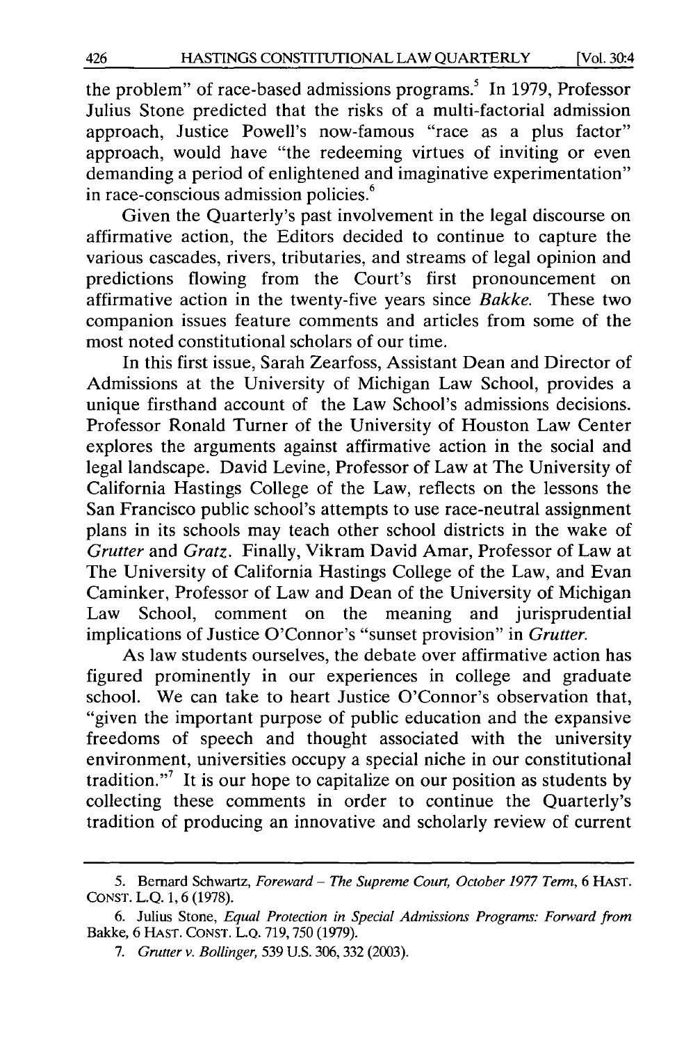the problem" of race-based admissions programs.[5] In 1979, Professor Julius Stone predicted that the risks of a multi-factorial admission approach, Justice Powell's now-famous "race as a plus factor" approach, would have "the redeeming virtues of inviting or even demanding a period of enlightened and imaginative experimentation" in race-conscious admission policies.[6]

Given the Quarterly's past involvement in the legal discourse on affirmative action, the Editors decided to continue to capture the various cascades, rivers, tributaries, and streams of legal opinion and predictions flowing from the Court's first pronouncement on affirmative action in the twenty-five years since *Bakke*. These two companion issues feature comments and articles from some of the most noted constitutional scholars of our time.

In this first issue, Sarah Zearfoss, Assistant Dean and Director of Admissions at the University of Michigan Law School, provides a unique firsthand account of the Law School's admissions decisions. Professor Ronald Turner of the University of Houston Law Center explores the arguments against affirmative action in the social and legal landscape. David Levine, Professor of Law at The University of California Hastings College of the Law, reflects on the lessons the San Francisco public school's attempts to use race-neutral assignment plans in its schools may teach other school districts in the wake of *Grutter* and *Gratz*. Finally, Vikram David Amar, Professor of Law at The University of California Hastings College of the Law, and Evan Caminker, Professor of Law and Dean of the University of Michigan Law School, comment on the meaning and jurisprudential implications of Justice O'Connor's "sunset provision" in *Grutter*.

As law students ourselves, the debate over affirmative action has figured prominently in our experiences in college and graduate school. We can take to heart Justice O'Connor's observation that, "given the important purpose of public education and the expansive freedoms of speech and thought associated with the university environment, universities occupy a special niche in our constitutional tradition."[7] It is our hope to capitalize on our position as students by collecting these comments in order to continue the Quarterly's tradition of producing an innovative and scholarly review of current

---

5. Bernard Schwartz, *Foreward – The Supreme Court, October 1977 Term*, 6 HAST. CONST. L.Q. 1, 6 (1978).

6. Julius Stone, *Equal Protection in Special Admissions Programs: Forward from* Bakke, 6 HAST. CONST. L.Q. 719, 750 (1979).

7. *Grutter v. Bollinger*, 539 U.S. 306, 332 (2003).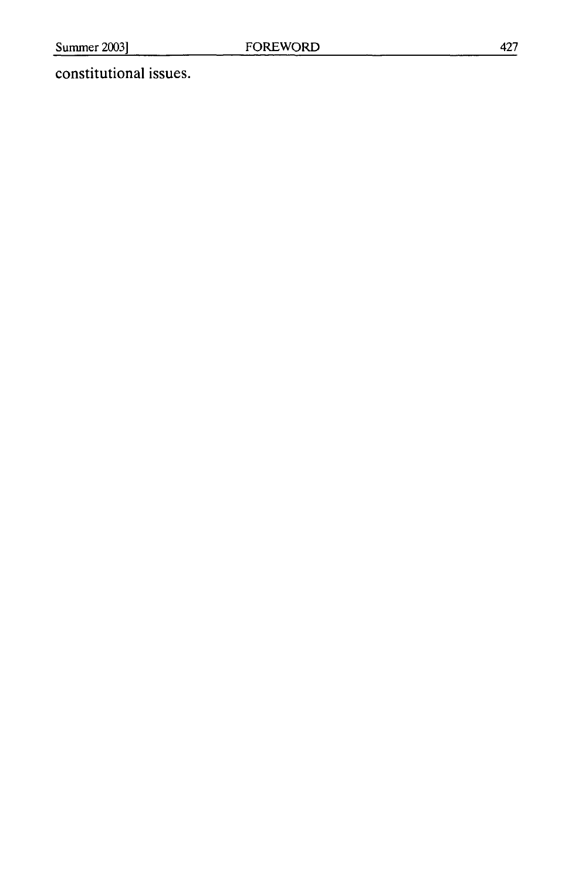constitutional issues.